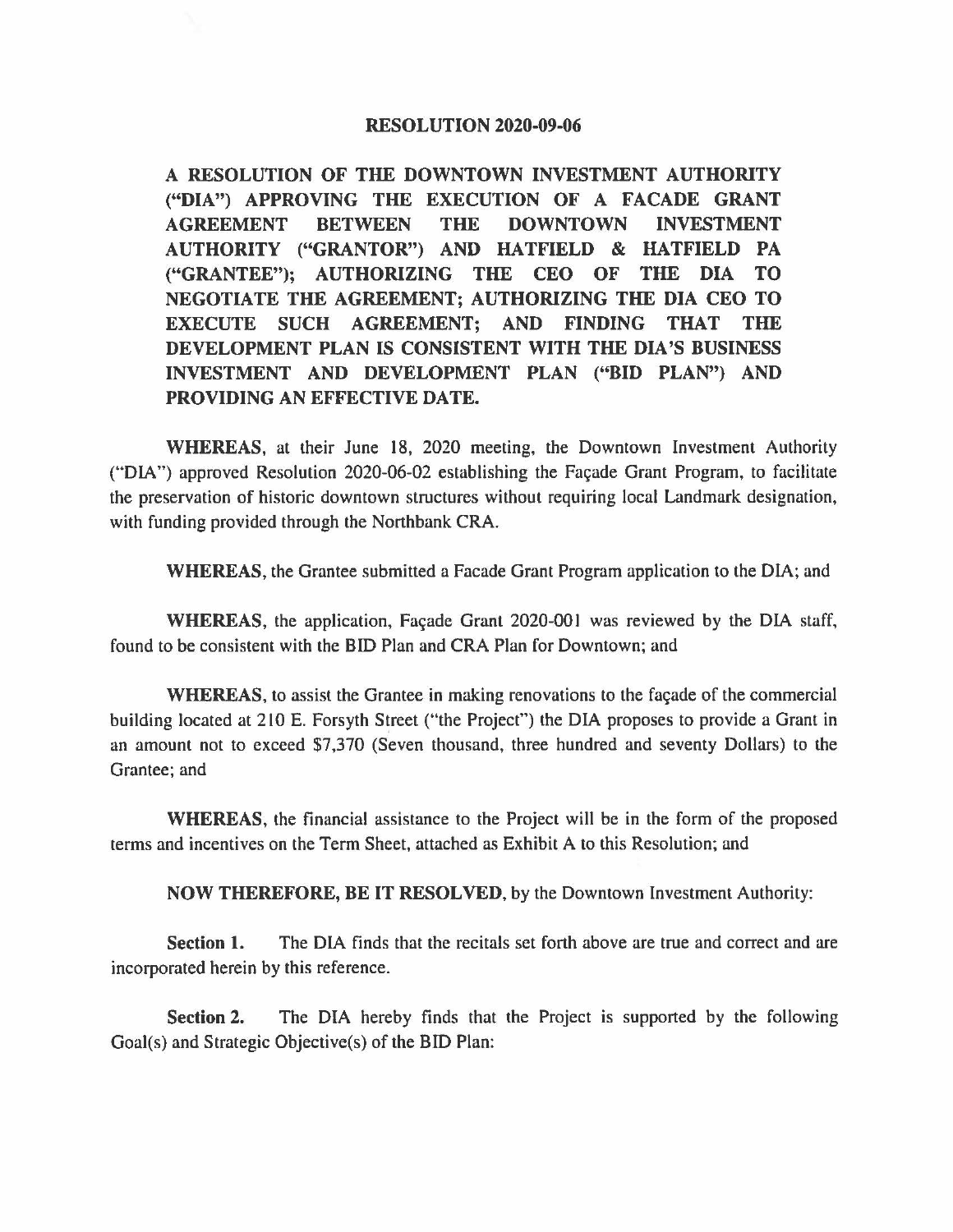# RESOLUTION 2020-09-06

**A RESOLUTION OF THE DOWNTOWN INVESTMENT AUTHORITY ("DIA") APPROVING THE EXECUTION OF A FACADE GRANT AGREEMENT BETWEEN THE DOWNTOWN INVESTMENT AUTHORITY ("GRANTOR") AND HATFIELD & HATFIELD PA ("GRANTEE"); AUTHORIZING THE CEO OF THE DIA TO NEGOTIATE THE AGREEMENT; AUTHORIZING THE DIA CEO TO EXECUTE SUCH AGREEMENT; AND FINDING THAT THE DEVELOPMENT PLAN IS CONSISTENT WITH THE DIA'S BUSINESS INVESTMENT AND DEVELOPMENT PLAN ("BID PLAN") AND PROVIDING AN EFFECTIVE DATE.**

**WHEREAS**, at their June 18, 2020 meeting, the Downtown Investment Authority ("DIA") approved Resolution 2020-06-02 establishing the Façade Grant Program, to facilitate the preservation of historic downtown structures without requiring local Landmark designation, with funding provided through the Northbank CRA.

**WHEREAS**, the Grantee submitted a Facade Grant Program application to the DIA; and

**WHEREAS**, the application, Façade Grant 2020-001 was reviewed by the DIA staff, found to be consistent with the BID Plan and CRA Plan for Downtown; and

**WHEREAS**, to assist the Grantee in making renovations to the façade of the commercial building located at 210 E. Forsyth Street ("the Project") the DIA proposes to provide a Grant in an amount not to exceed $7,370 (Seven thousand, three hundred and seventy Dollars) to the Grantee; and

**WHEREAS**, the financial assistance to the Project will be in the form of the proposed terms and incentives on the Term Sheet, attached as Exhibit A to this Resolution; and

**NOW THEREFORE, BE IT RESOLVED**, by the Downtown Investment Authority:

**Section 1.** The DIA finds that the recitals set forth above are true and correct and are incorporated herein by this reference.

**Section 2.** The DIA hereby finds that the Project is supported by the following Goal(s) and Strategic Objective(s) of the BID Plan: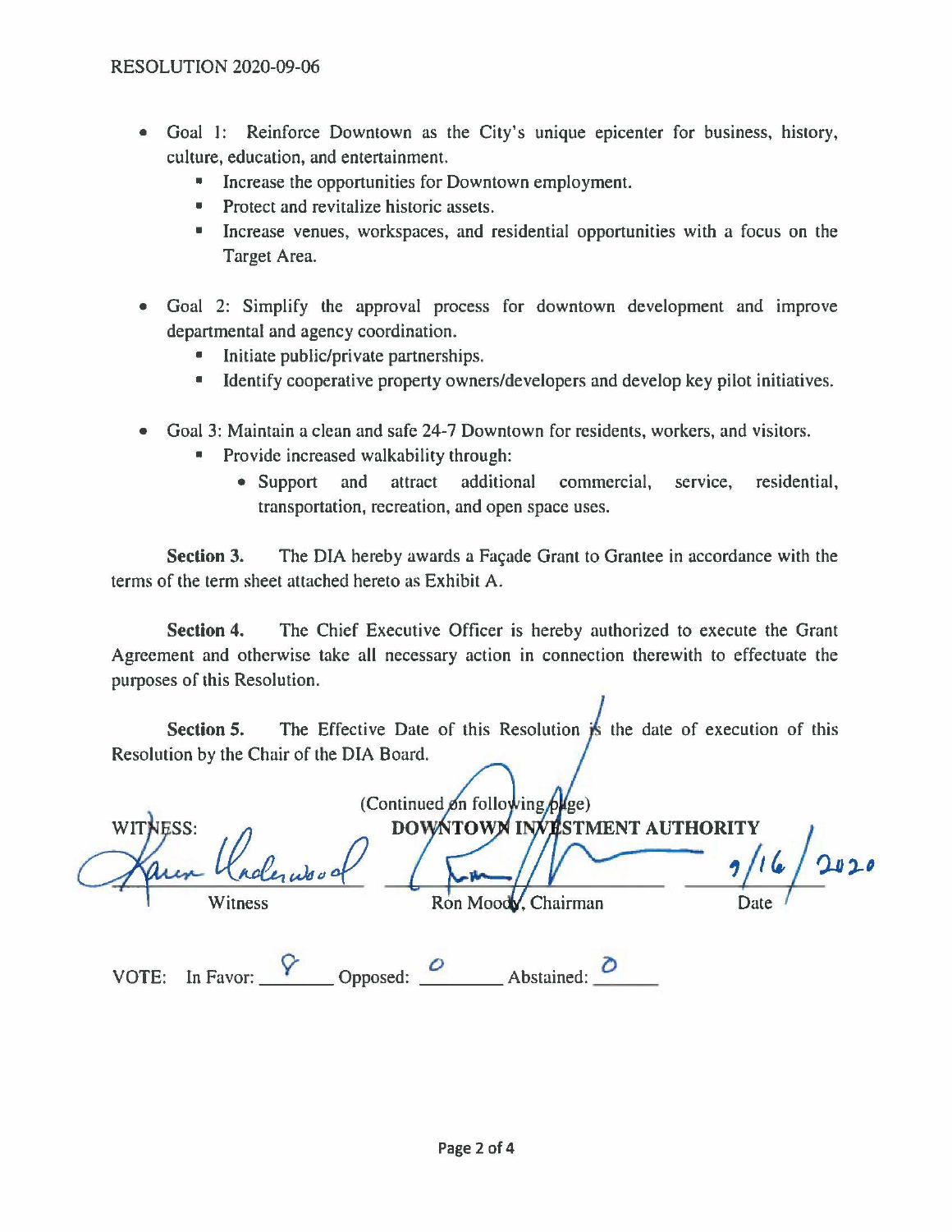- Goal 1: Reinforce Downtown as the City's unique epicenter for business, history, culture, education, and entertainment.
  - Increase the opportunities for Downtown employment.
  - Protect and revitalize historic assets.
  - Increase venues, workspaces, and residential opportunities with a focus on the Target Area.

- Goal 2: Simplify the approval process for downtown development and improve departmental and agency coordination.
  - Initiate public/private partnerships.
  - Identify cooperative property owners/developers and develop key pilot initiatives.

- Goal 3: Maintain a clean and safe 24-7 Downtown for residents, workers, and visitors.
  - Provide increased walkability through:
    - Support and attract additional commercial, service, residential, transportation, recreation, and open space uses.

**Section 3.** The DIA hereby awards a Façade Grant to Grantee in accordance with the terms of the term sheet attached hereto as Exhibit A.

**Section 4.** The Chief Executive Officer is hereby authorized to execute the Grant Agreement and otherwise take all necessary action in connection therewith to effectuate the purposes of this Resolution.

**Section 5.** The Effective Date of this Resolution is the date of execution of this Resolution by the Chair of the DIA Board.

(Continued on following page)

WITNESS: **DOWNTOWN INVESTMENT AUTHORITY**

Karen Underwood (signature)
Witness

(signature)
Ron Moody, Chairman

9/16/2020
Date

VOTE: In Favor: 8 Opposed: 0 Abstained: 0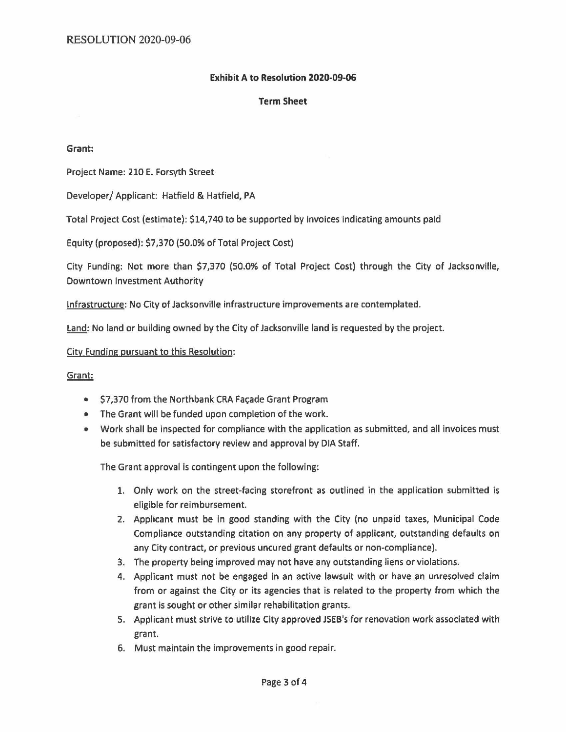**Exhibit A to Resolution 2020-09-06**

**Term Sheet**

**Grant:**

Project Name: 210 E. Forsyth Street

Developer/ Applicant: Hatfield & Hatfield, PA

Total Project Cost (estimate): $14,740 to be supported by invoices indicating amounts paid

Equity (proposed): $7,370 (50.0% of Total Project Cost)

City Funding: Not more than $7,370 (50.0% of Total Project Cost) through the City of Jacksonville, Downtown Investment Authority

Infrastructure: No City of Jacksonville infrastructure improvements are contemplated.

Land: No land or building owned by the City of Jacksonville land is requested by the project.

City Funding pursuant to this Resolution:

Grant:

- $7,370 from the Northbank CRA Façade Grant Program
- The Grant will be funded upon completion of the work.
- Work shall be inspected for compliance with the application as submitted, and all invoices must be submitted for satisfactory review and approval by DIA Staff.

  The Grant approval is contingent upon the following:

  1. Only work on the street-facing storefront as outlined in the application submitted is eligible for reimbursement.
  2. Applicant must be in good standing with the City (no unpaid taxes, Municipal Code Compliance outstanding citation on any property of applicant, outstanding defaults on any City contract, or previous uncured grant defaults or non-compliance).
  3. The property being improved may not have any outstanding liens or violations.
  4. Applicant must not be engaged in an active lawsuit with or have an unresolved claim from or against the City or its agencies that is related to the property from which the grant is sought or other similar rehabilitation grants.
  5. Applicant must strive to utilize City approved JSEB's for renovation work associated with grant.
  6. Must maintain the improvements in good repair.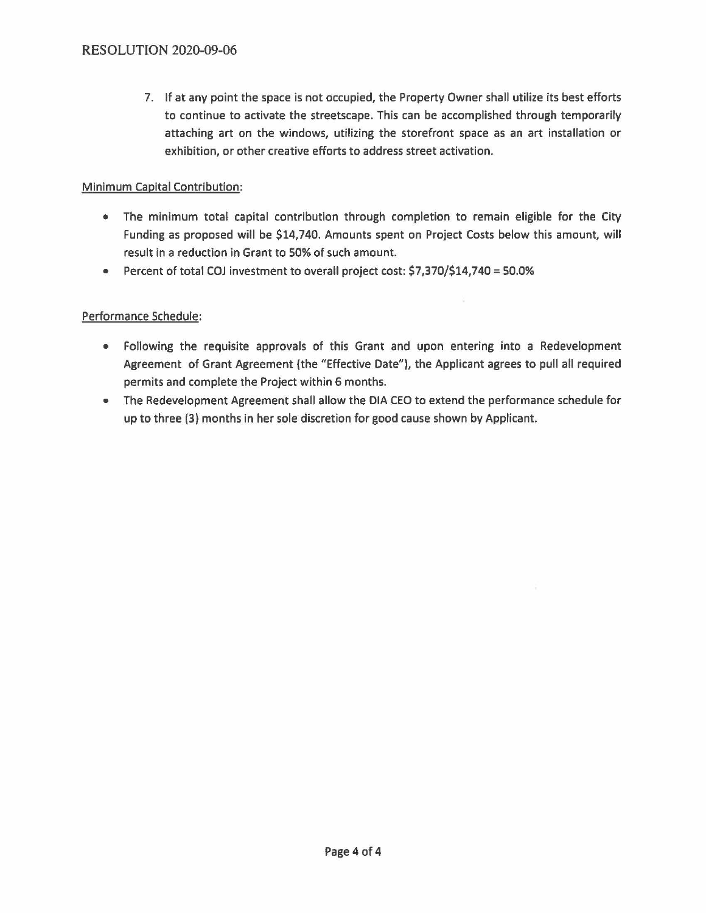7. If at any point the space is not occupied, the Property Owner shall utilize its best efforts to continue to activate the streetscape. This can be accomplished through temporarily attaching art on the windows, utilizing the storefront space as an art installation or exhibition, or other creative efforts to address street activation.

Minimum Capital Contribution:

- The minimum total capital contribution through completion to remain eligible for the City Funding as proposed will be $14,740. Amounts spent on Project Costs below this amount, will result in a reduction in Grant to 50% of such amount.
- Percent of total COJ investment to overall project cost: $7,370/$14,740 = 50.0%

Performance Schedule:

- Following the requisite approvals of this Grant and upon entering into a Redevelopment Agreement of Grant Agreement (the "Effective Date"), the Applicant agrees to pull all required permits and complete the Project within 6 months.
- The Redevelopment Agreement shall allow the DIA CEO to extend the performance schedule for up to three (3) months in her sole discretion for good cause shown by Applicant.